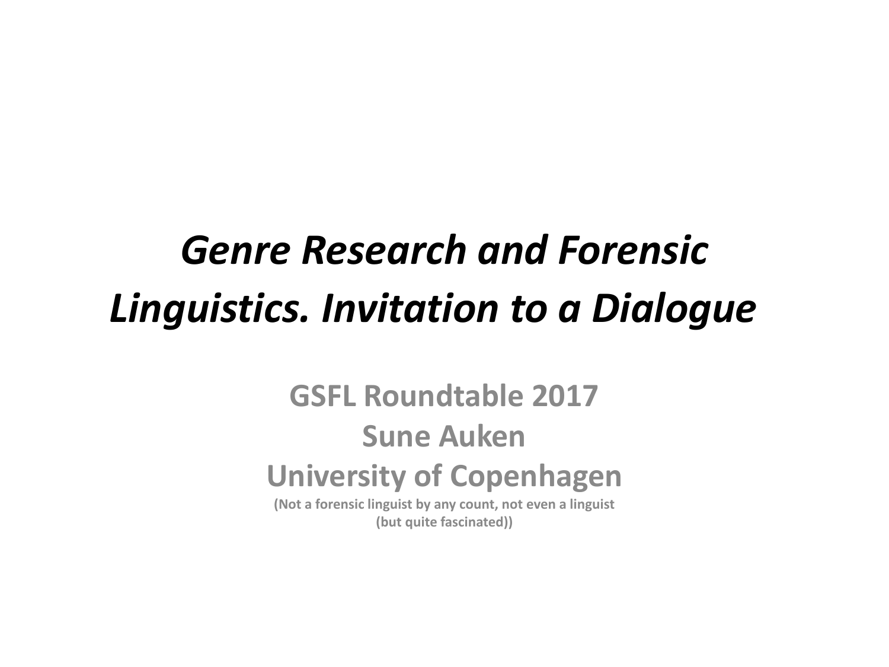# *Genre Research and Forensic Linguistics. Invitation to a Dialogue*

**GSFL Roundtable 2017**

**Sune Auken**

**University of Copenhagen**

**(Not a forensic linguist by any count, not even a linguist (but quite fascinated))**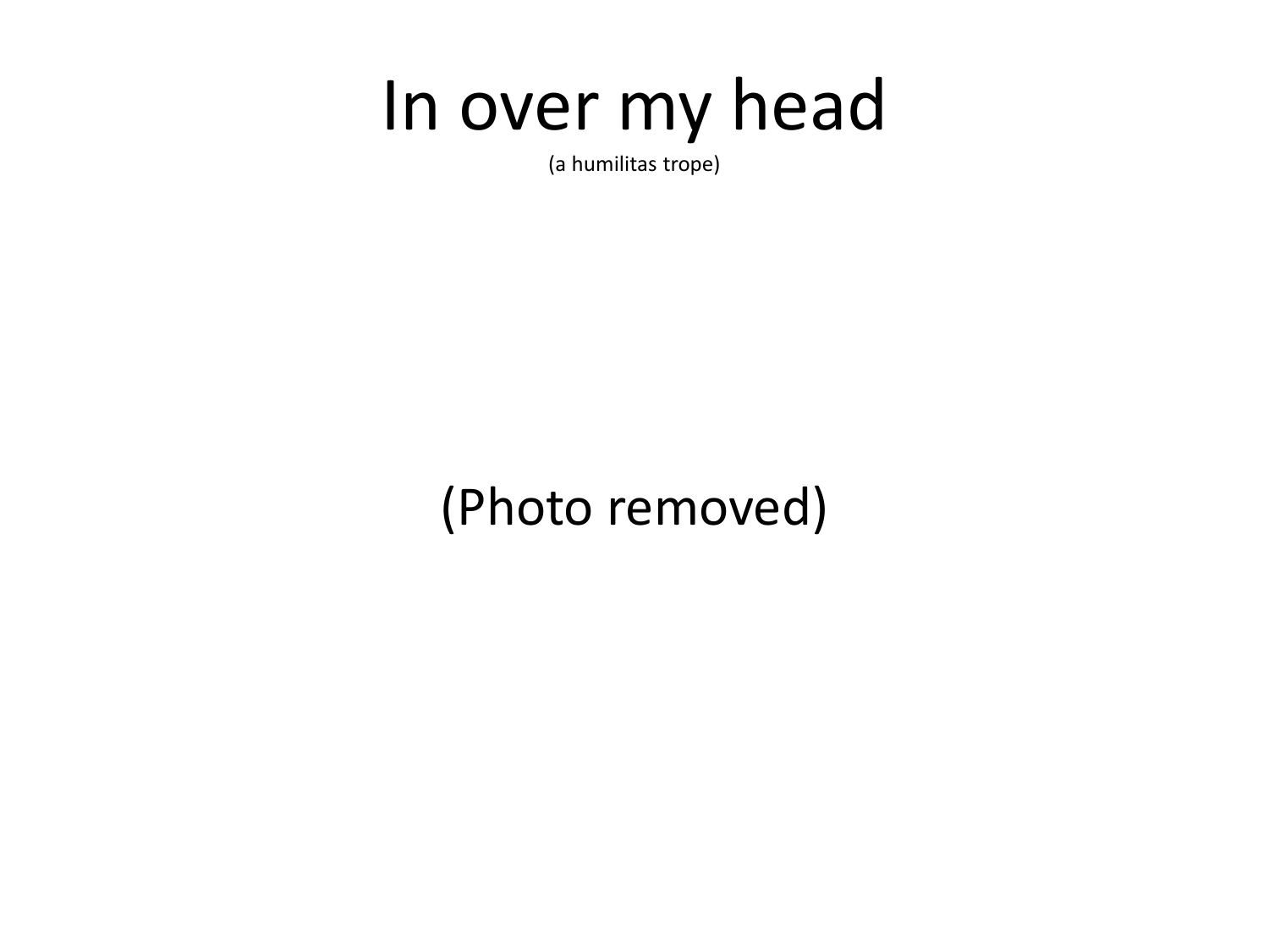# In over my head

(a humilitas trope)

(Photo removed)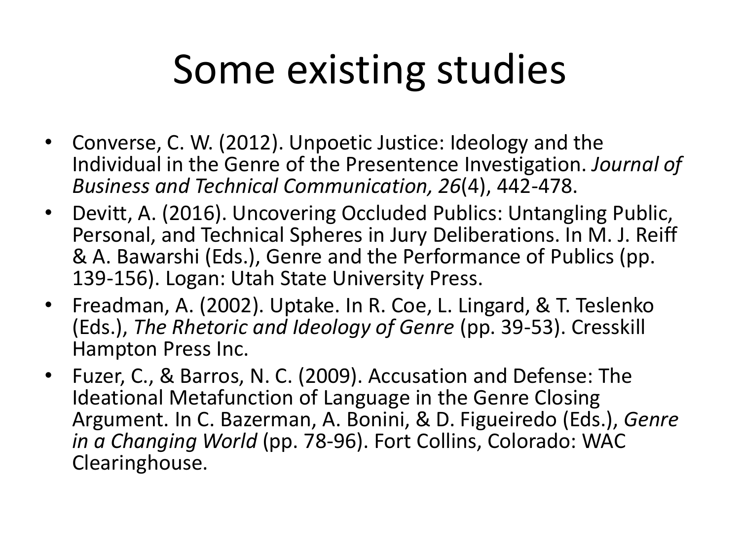# Some existing studies

- Converse, C. W. (2012). Unpoetic Justice: Ideology and the Individual in the Genre of the Presentence Investigation. *Journal of Business and Technical Communication, 26*(4), 442-478.
- Devitt, A. (2016). Uncovering Occluded Publics: Untangling Public, Personal, and Technical Spheres in Jury Deliberations. In M. J. Reiff & A. Bawarshi (Eds.), Genre and the Performance of Publics (pp. 139-156). Logan: Utah State University Press.
- Freadman, A. (2002). Uptake. In R. Coe, L. Lingard, & T. Teslenko (Eds.), *The Rhetoric and Ideology of Genre* (pp. 39-53). Cresskill Hampton Press Inc.
- Fuzer, C., & Barros, N. C. (2009). Accusation and Defense: The Ideational Metafunction of Language in the Genre Closing Argument. In C. Bazerman, A. Bonini, & D. Figueiredo (Eds.), *Genre in a Changing World* (pp. 78-96). Fort Collins, Colorado: WAC Clearinghouse.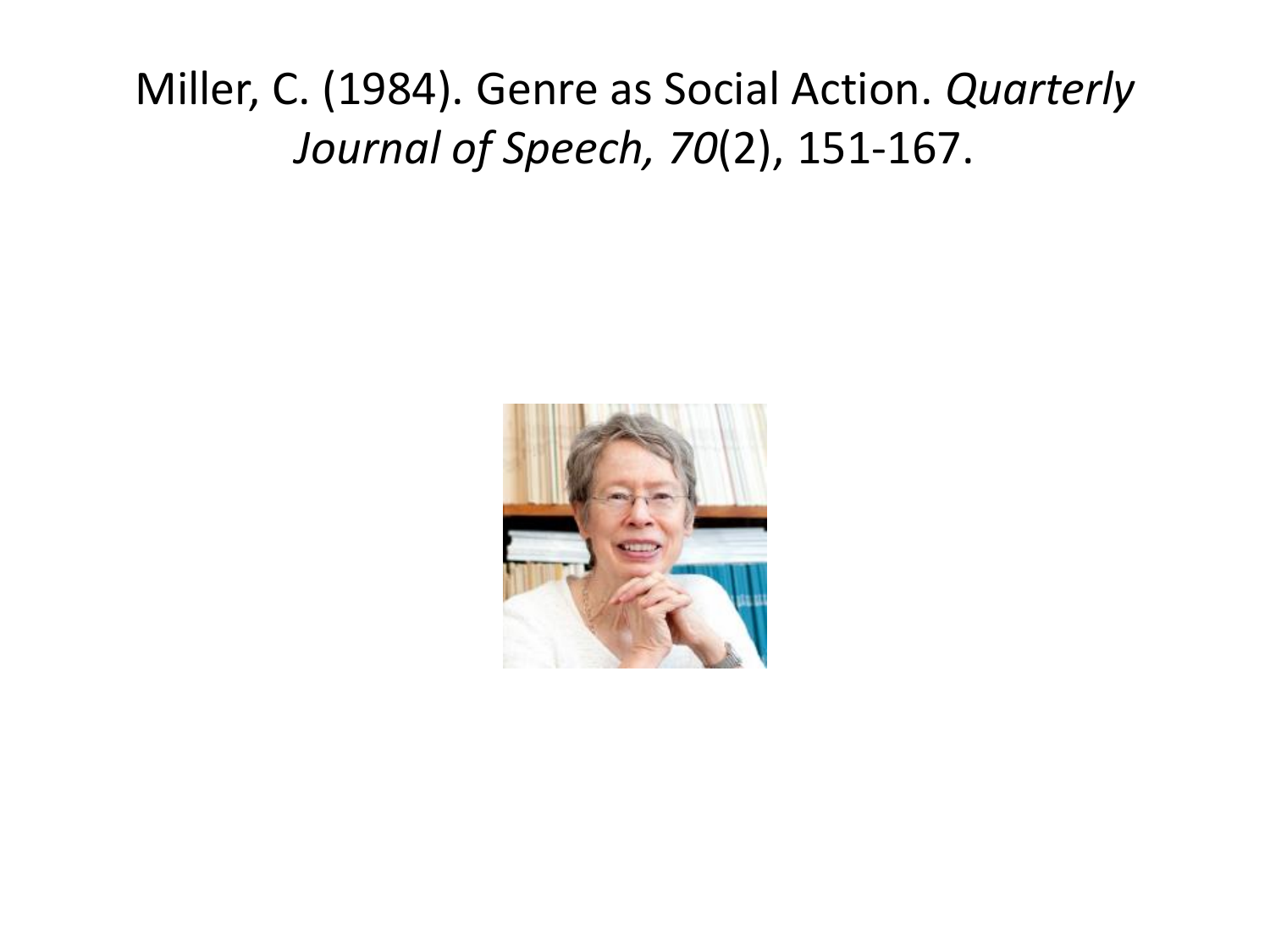Miller, C. (1984). Genre as Social Action. *Quarterly Journal of Speech, 70*(2), 151-167.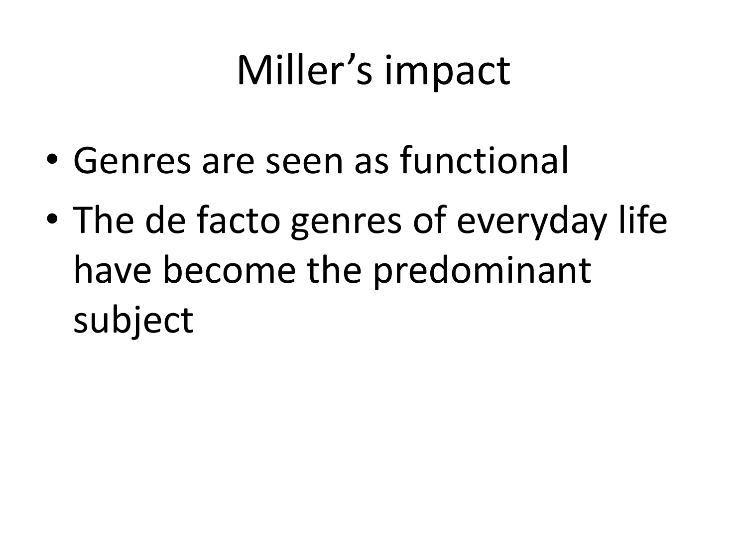# Miller's impact

- Genres are seen as functional
- The de facto genres of everyday life have become the predominant subject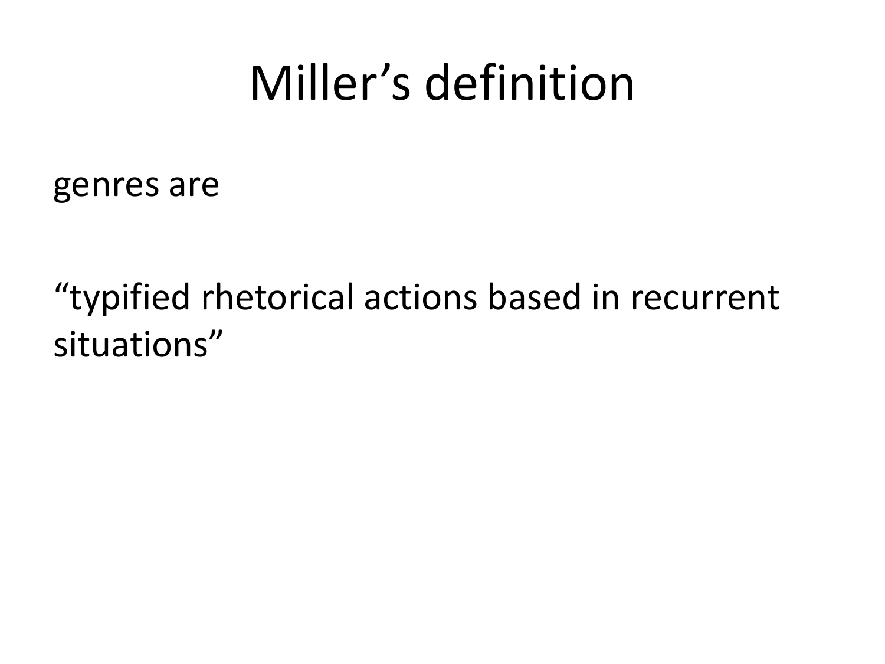# Miller’s definition

genres are

“typified rhetorical actions based in recurrent situations”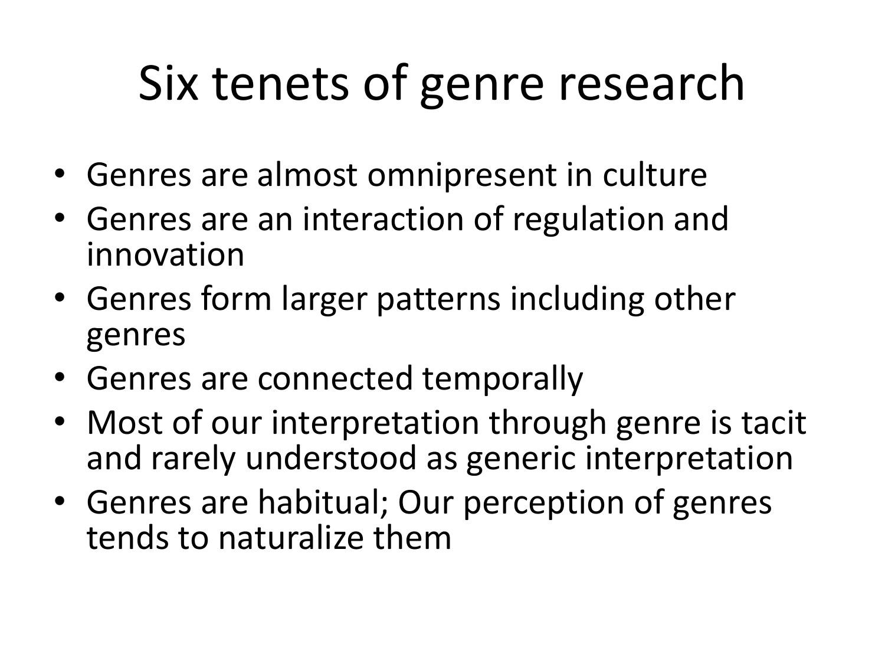# Six tenets of genre research

- Genres are almost omnipresent in culture
- Genres are an interaction of regulation and innovation
- Genres form larger patterns including other genres
- Genres are connected temporally
- Most of our interpretation through genre is tacit and rarely understood as generic interpretation
- Genres are habitual; Our perception of genres tends to naturalize them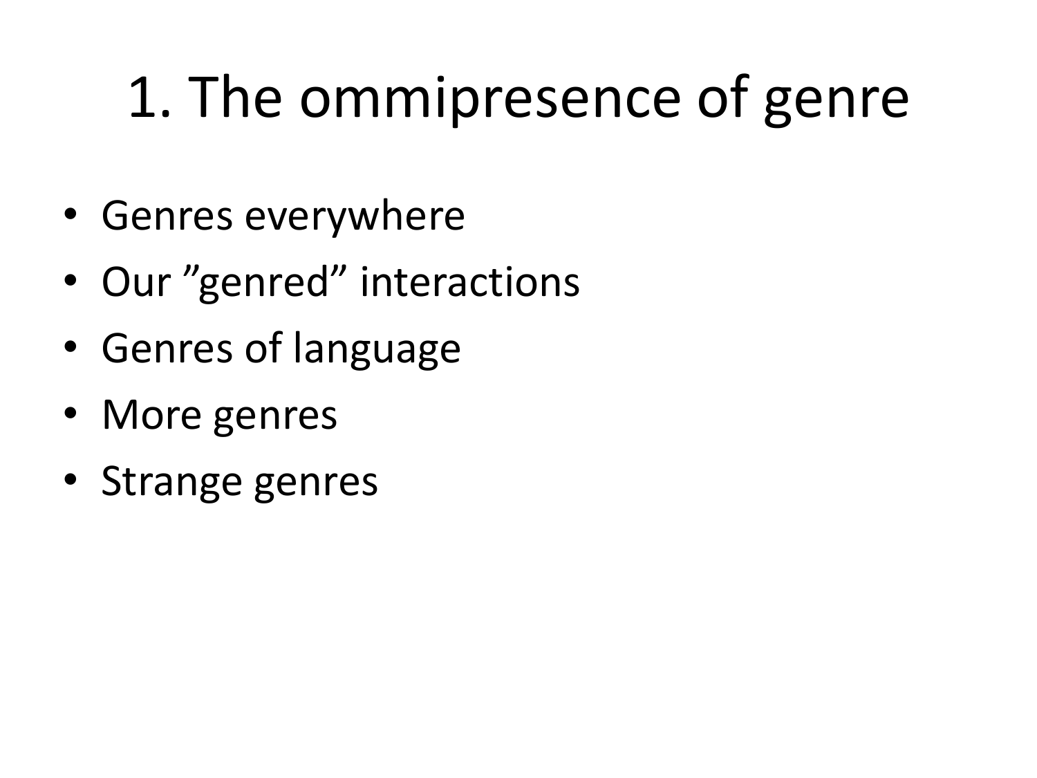# 1. The ommipresence of genre

- Genres everywhere
- Our ”genred” interactions
- Genres of language
- More genres
- Strange genres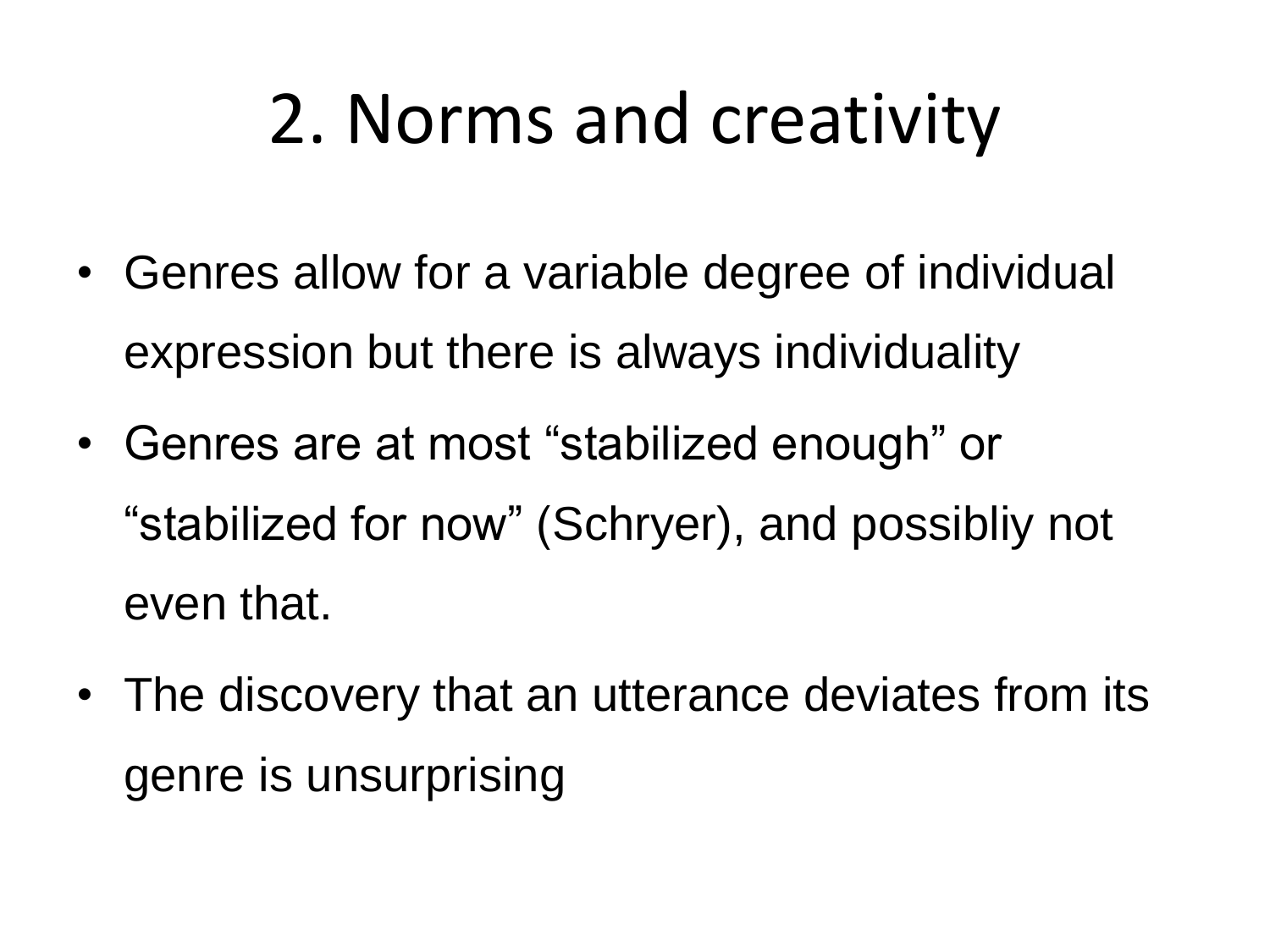# 2. Norms and creativity

- Genres allow for a variable degree of individual expression but there is always individuality
- Genres are at most “stabilized enough” or “stabilized for now” (Schryer), and possibliy not even that.
- The discovery that an utterance deviates from its genre is unsurprising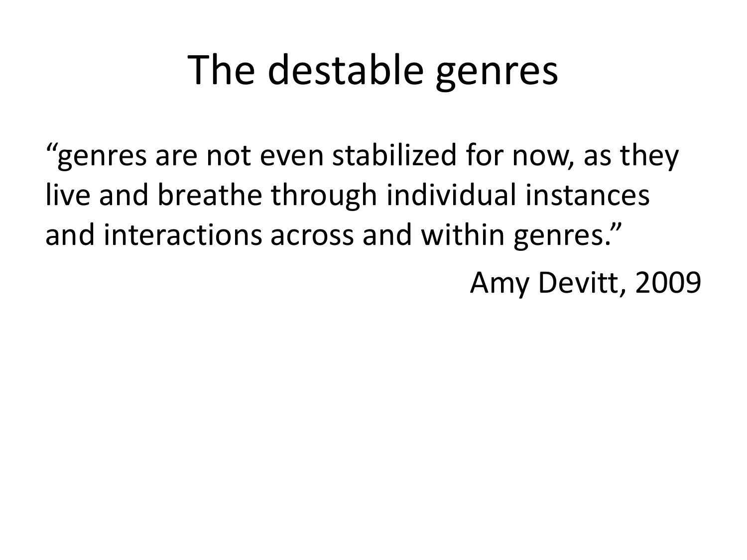# The destable genres

"genres are not even stabilized for now, as they live and breathe through individual instances and interactions across and within genres."

Amy Devitt, 2009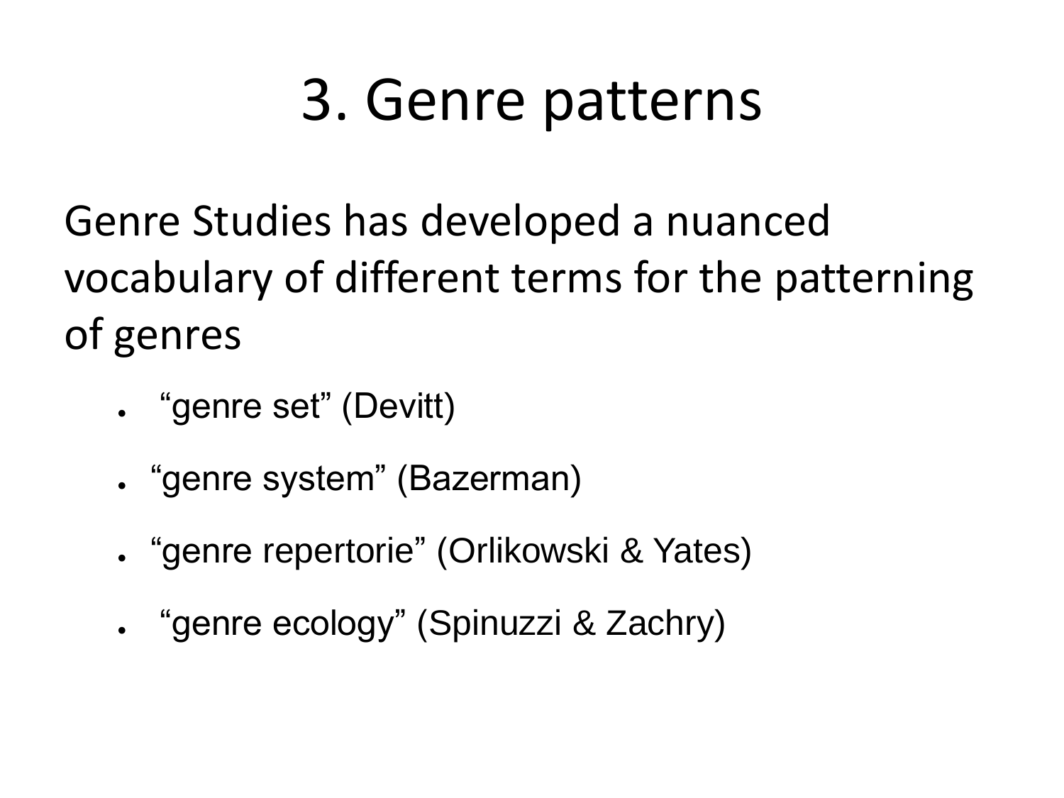# 3. Genre patterns

Genre Studies has developed a nuanced vocabulary of different terms for the patterning of genres

- “genre set” (Devitt)
- “genre system” (Bazerman)
- “genre repertorie” (Orlikowski & Yates)
- “genre ecology” (Spinuzzi & Zachry)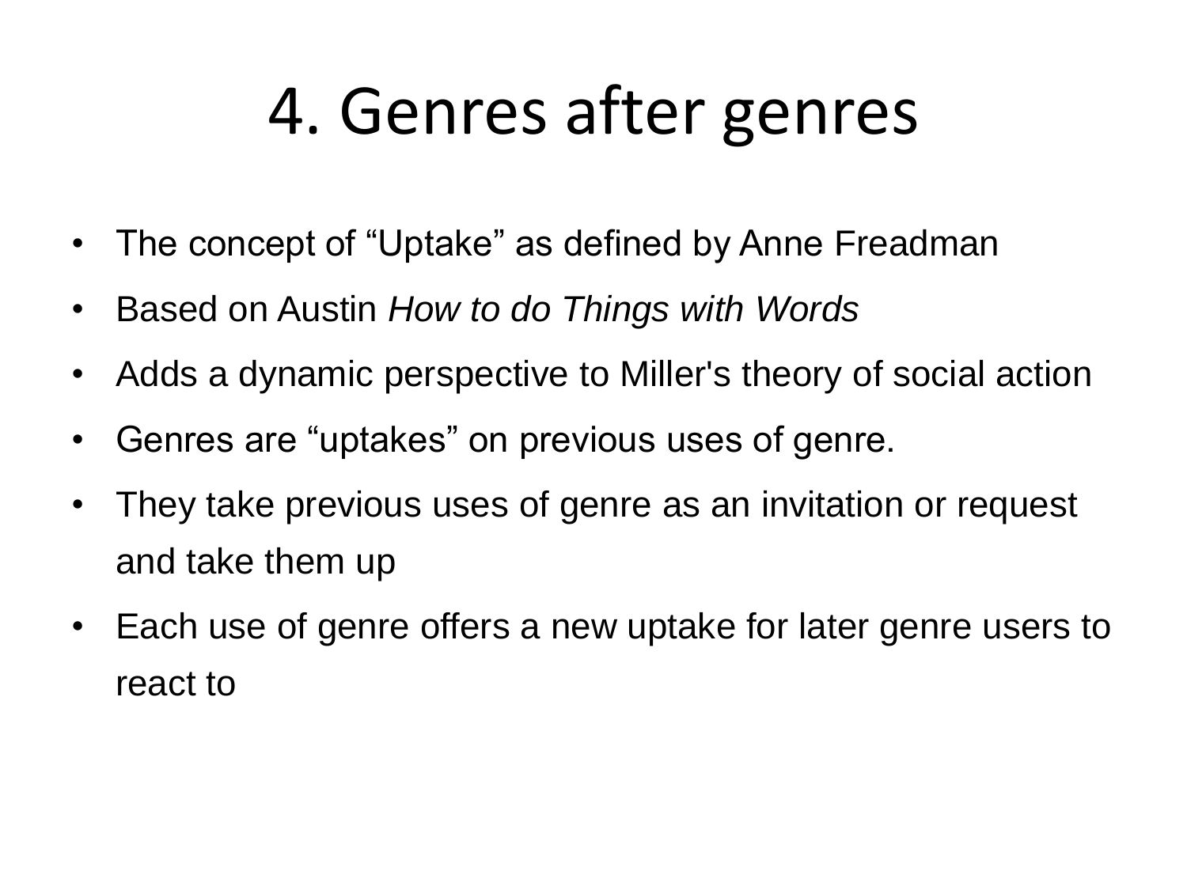# 4. Genres after genres

- The concept of "Uptake" as defined by Anne Freadman
- Based on Austin *How to do Things with Words*
- Adds a dynamic perspective to Miller's theory of social action
- Genres are "uptakes" on previous uses of genre.
- They take previous uses of genre as an invitation or request and take them up
- Each use of genre offers a new uptake for later genre users to react to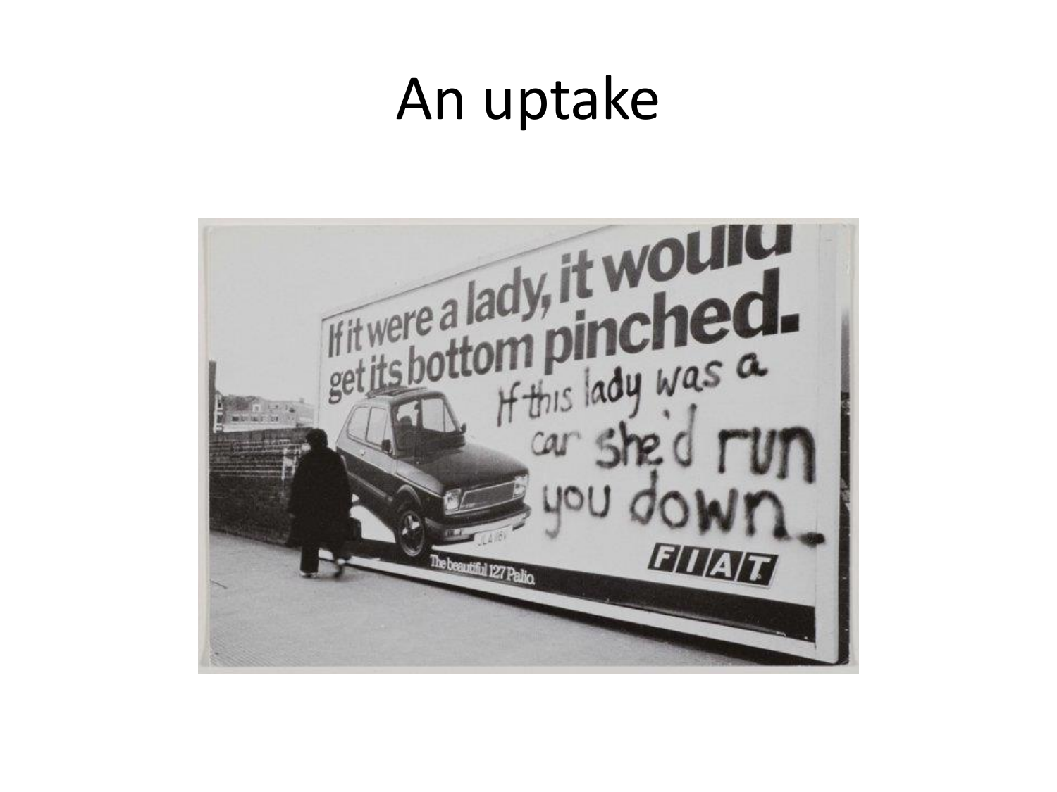# An uptake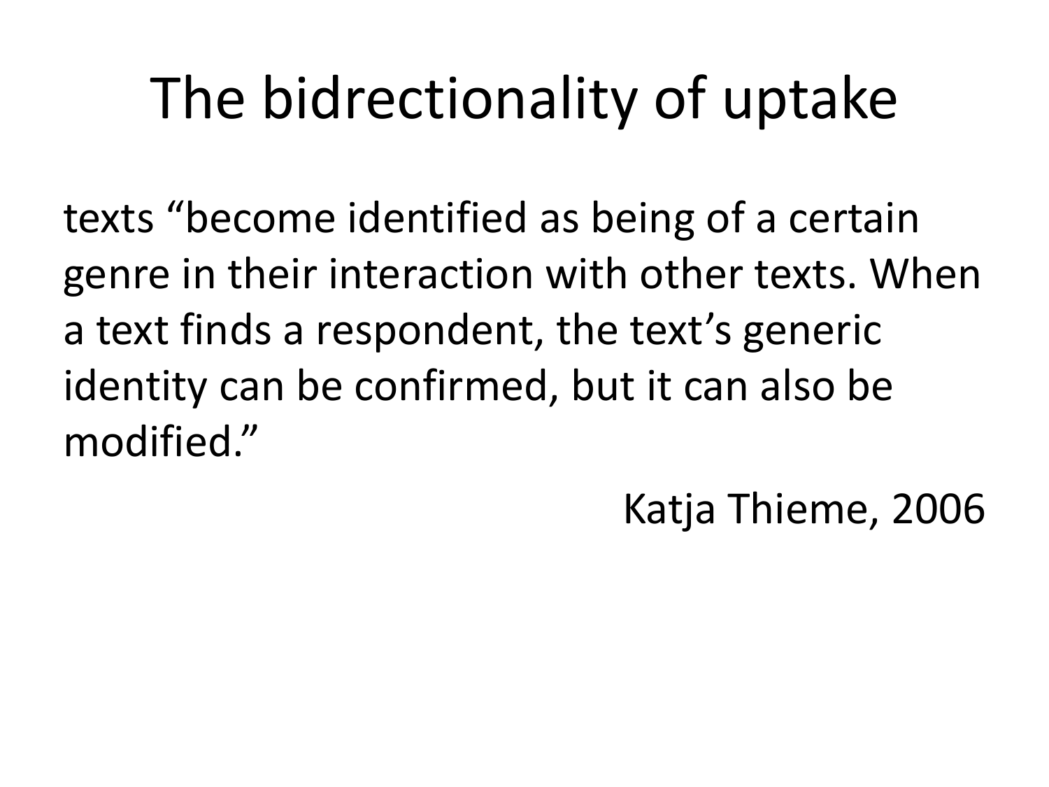# The bidrectionality of uptake

texts “become identified as being of a certain genre in their interaction with other texts. When a text finds a respondent, the text’s generic identity can be confirmed, but it can also be modified.”

Katja Thieme, 2006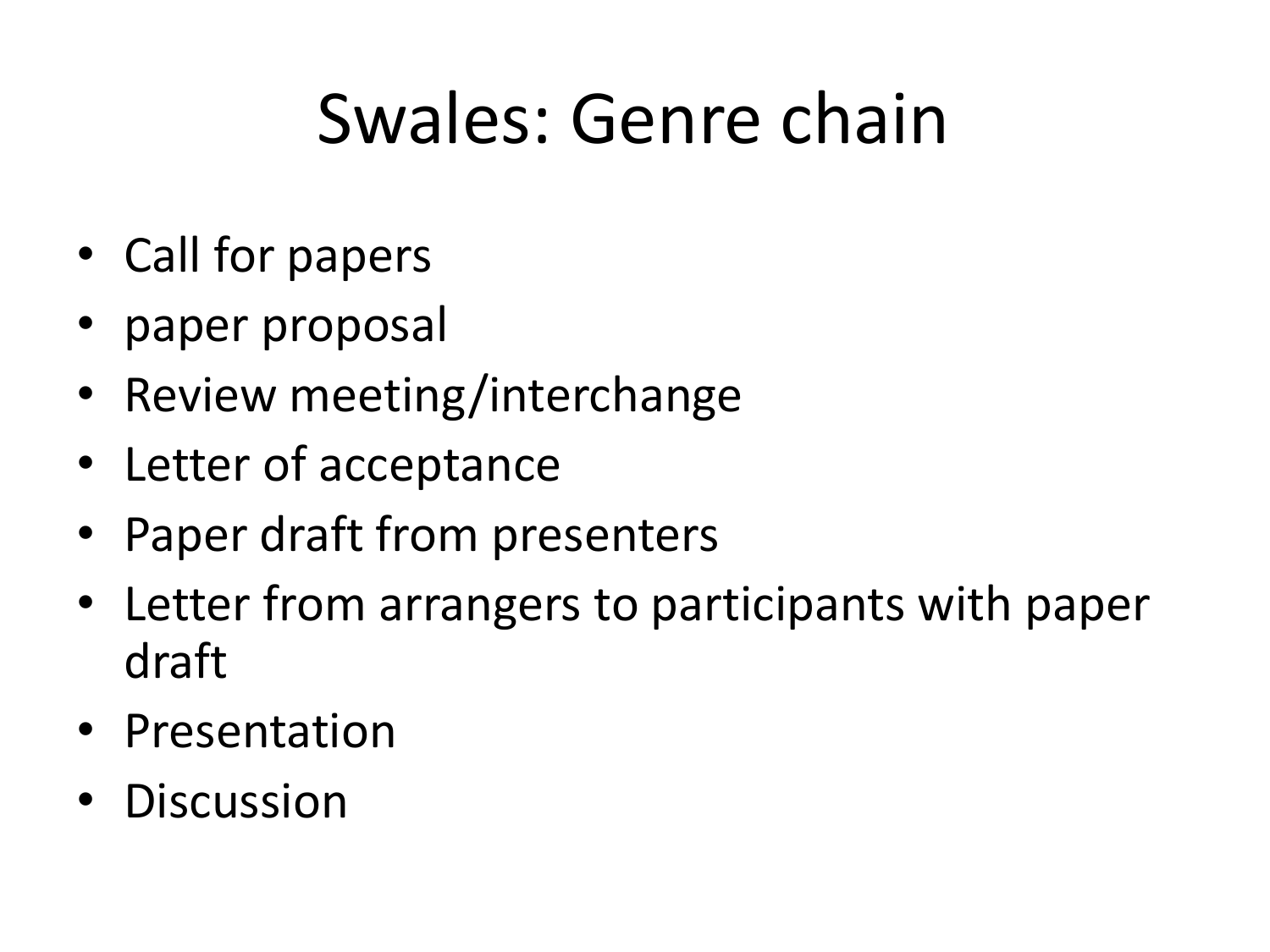# Swales: Genre chain

- Call for papers
- paper proposal
- Review meeting/interchange
- Letter of acceptance
- Paper draft from presenters
- Letter from arrangers to participants with paper draft
- Presentation
- Discussion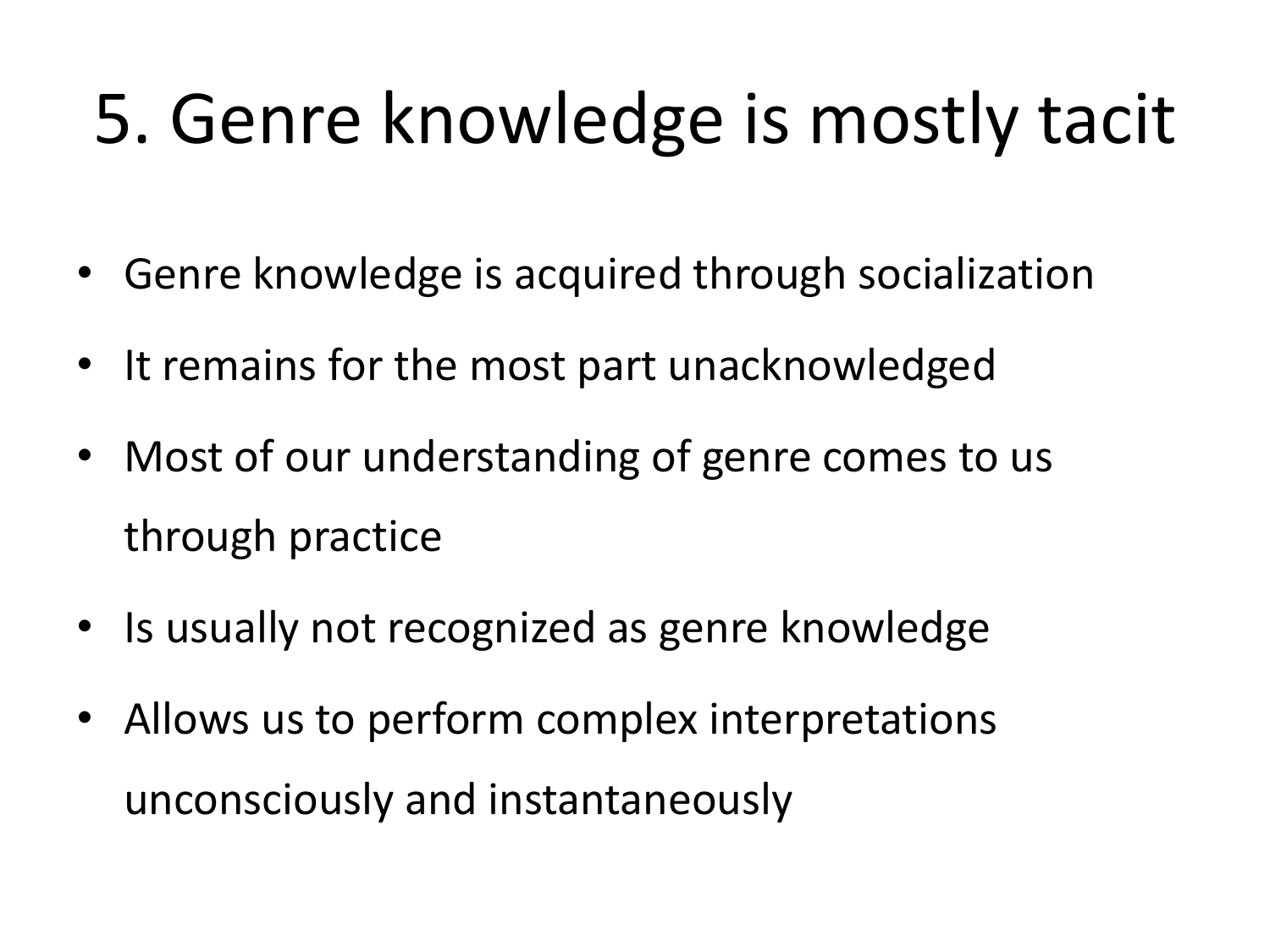# 5. Genre knowledge is mostly tacit

- Genre knowledge is acquired through socialization
- It remains for the most part unacknowledged
- Most of our understanding of genre comes to us through practice
- Is usually not recognized as genre knowledge
- Allows us to perform complex interpretations unconsciously and instantaneously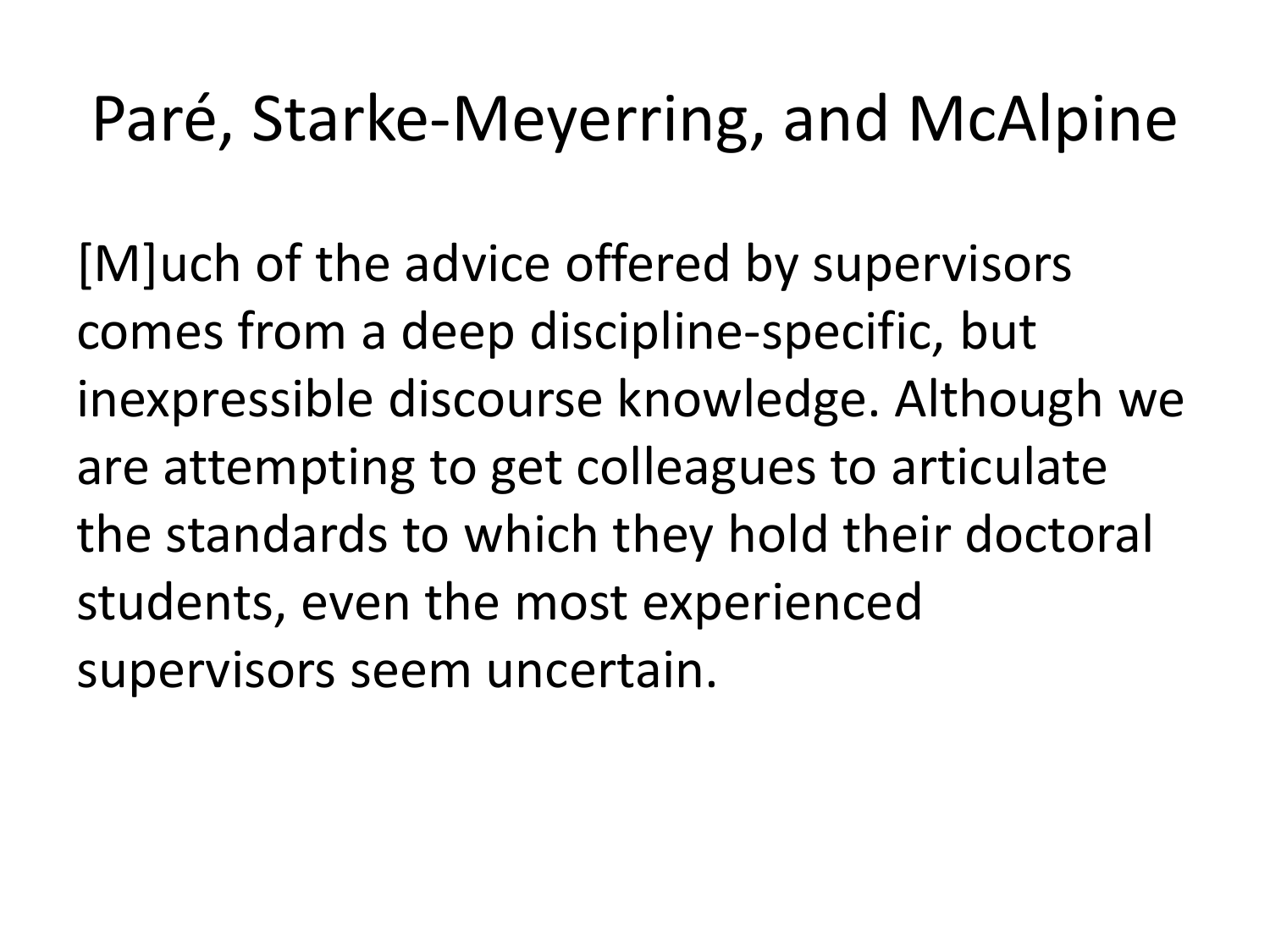# Paré, Starke-Meyerring, and McAlpine

[M]uch of the advice offered by supervisors comes from a deep discipline-specific, but inexpressible discourse knowledge. Although we are attempting to get colleagues to articulate the standards to which they hold their doctoral students, even the most experienced supervisors seem uncertain.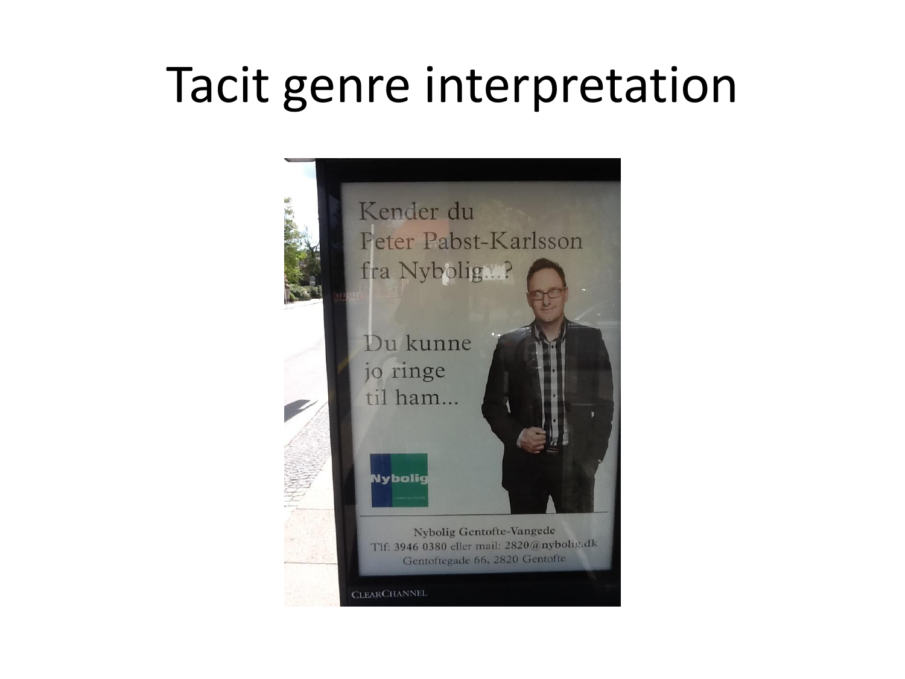# Tacit genre interpretation

Kender du
Peter Pabst-Karlsson
fra Nybolig...?

Du kunne
jo ringe
til ham...

Nybolig

Nybolig Gentofte-Vangede
Tlf: 3946 0380 eller mail: 2820@nybolig.dk
Gentoftegade 66, 2820 Gentofte

CLEARCHANNEL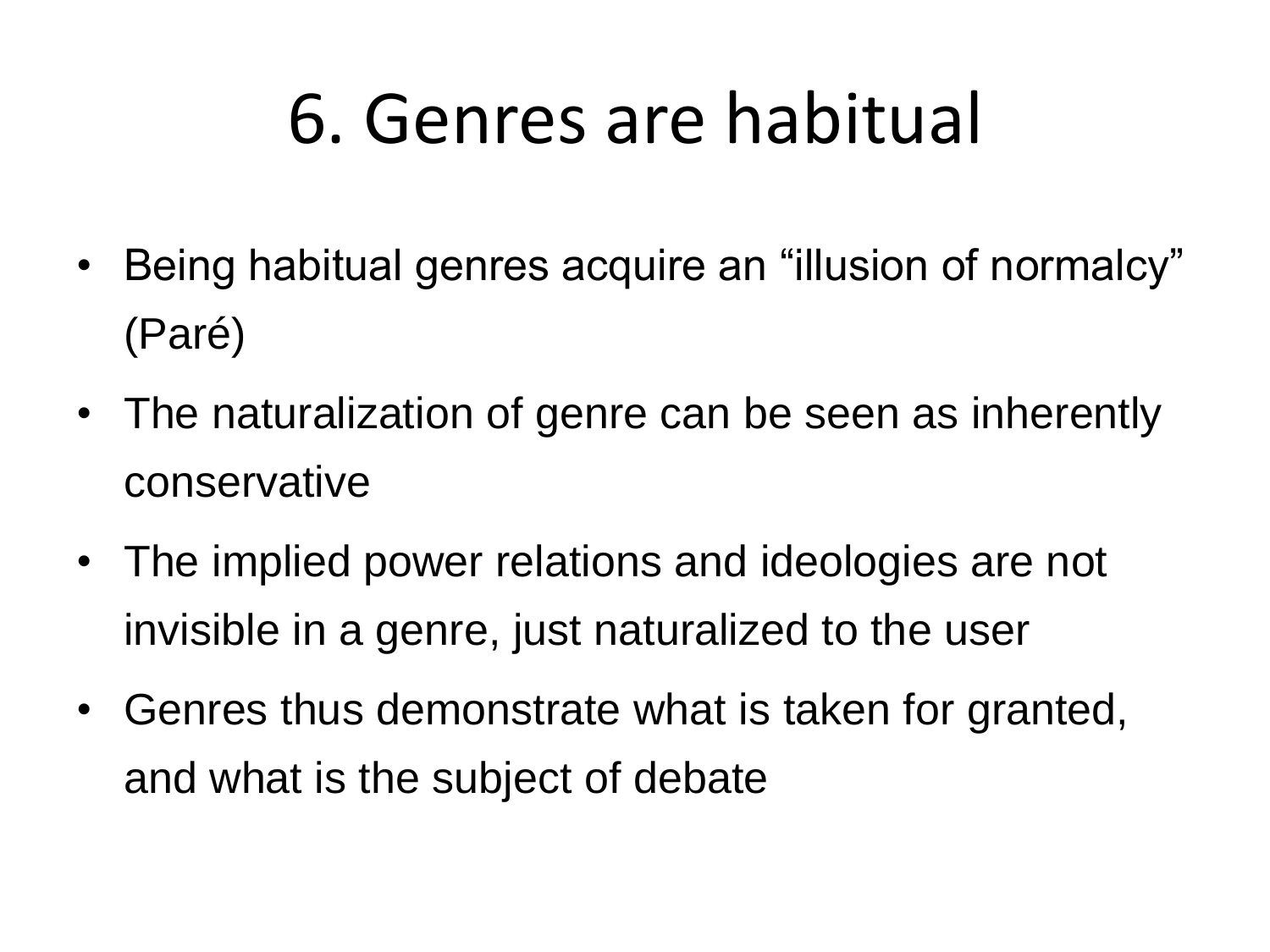# 6. Genres are habitual

- Being habitual genres acquire an “illusion of normalcy” (Paré)
- The naturalization of genre can be seen as inherently conservative
- The implied power relations and ideologies are not invisible in a genre, just naturalized to the user
- Genres thus demonstrate what is taken for granted, and what is the subject of debate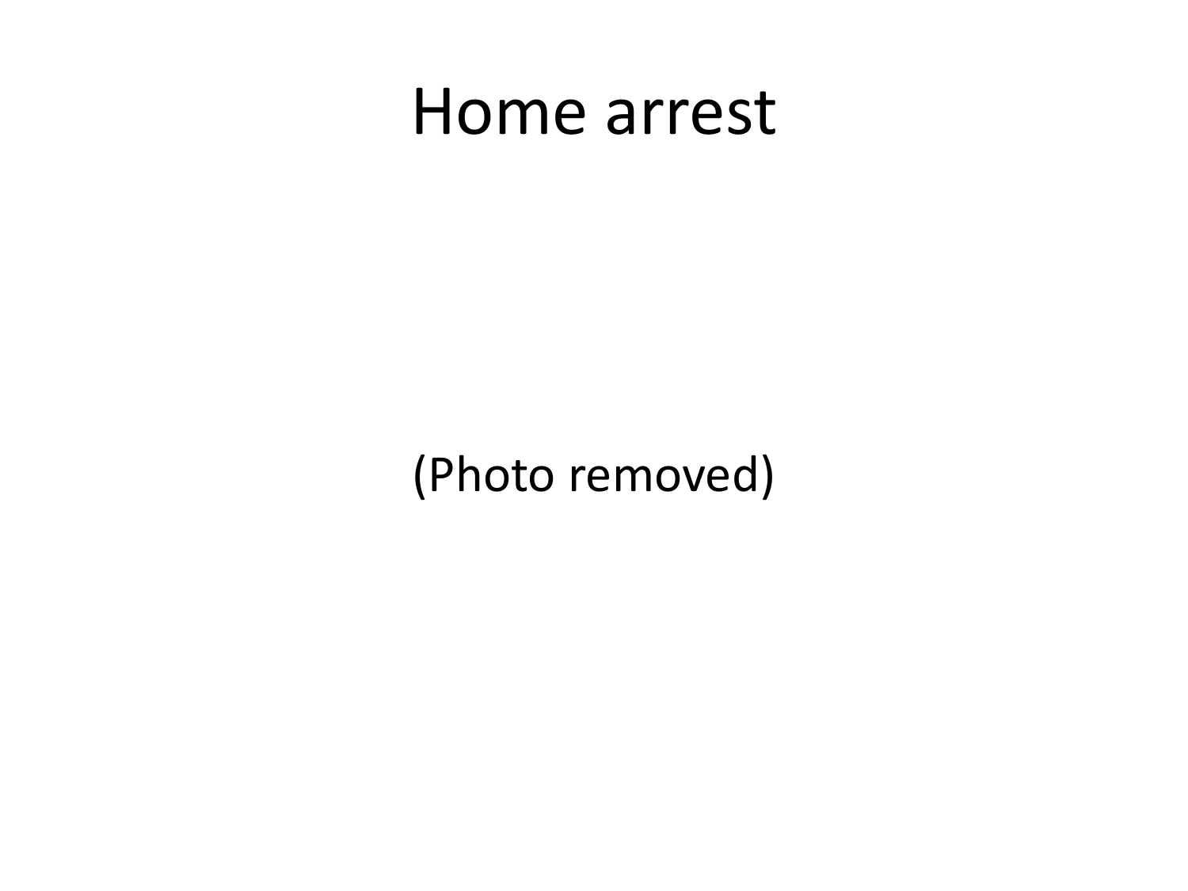# Home arrest

(Photo removed)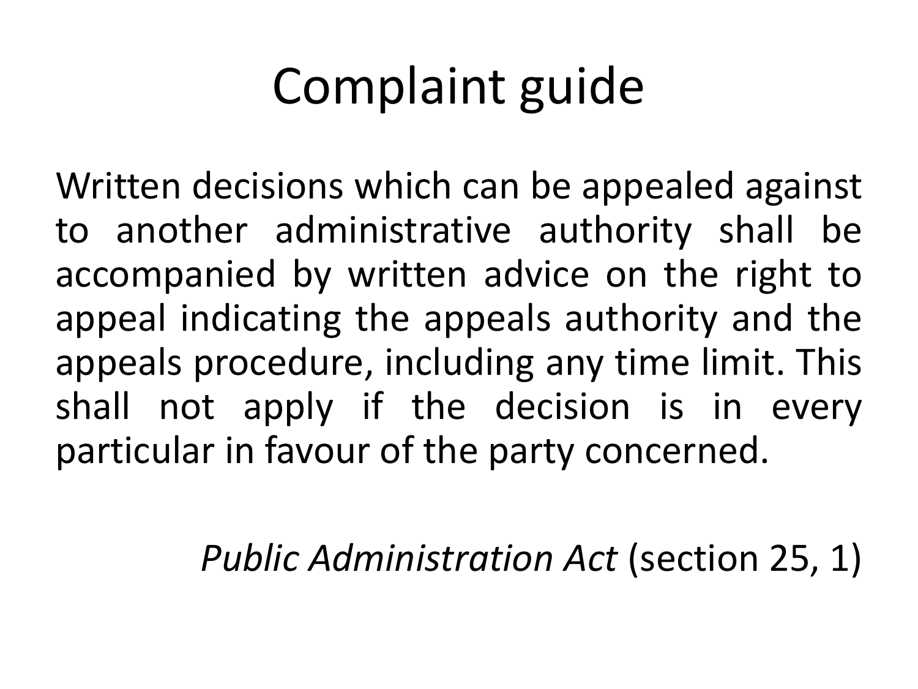# Complaint guide

Written decisions which can be appealed against to another administrative authority shall be accompanied by written advice on the right to appeal indicating the appeals authority and the appeals procedure, including any time limit. This shall not apply if the decision is in every particular in favour of the party concerned.

*Public Administration Act* (section 25, 1)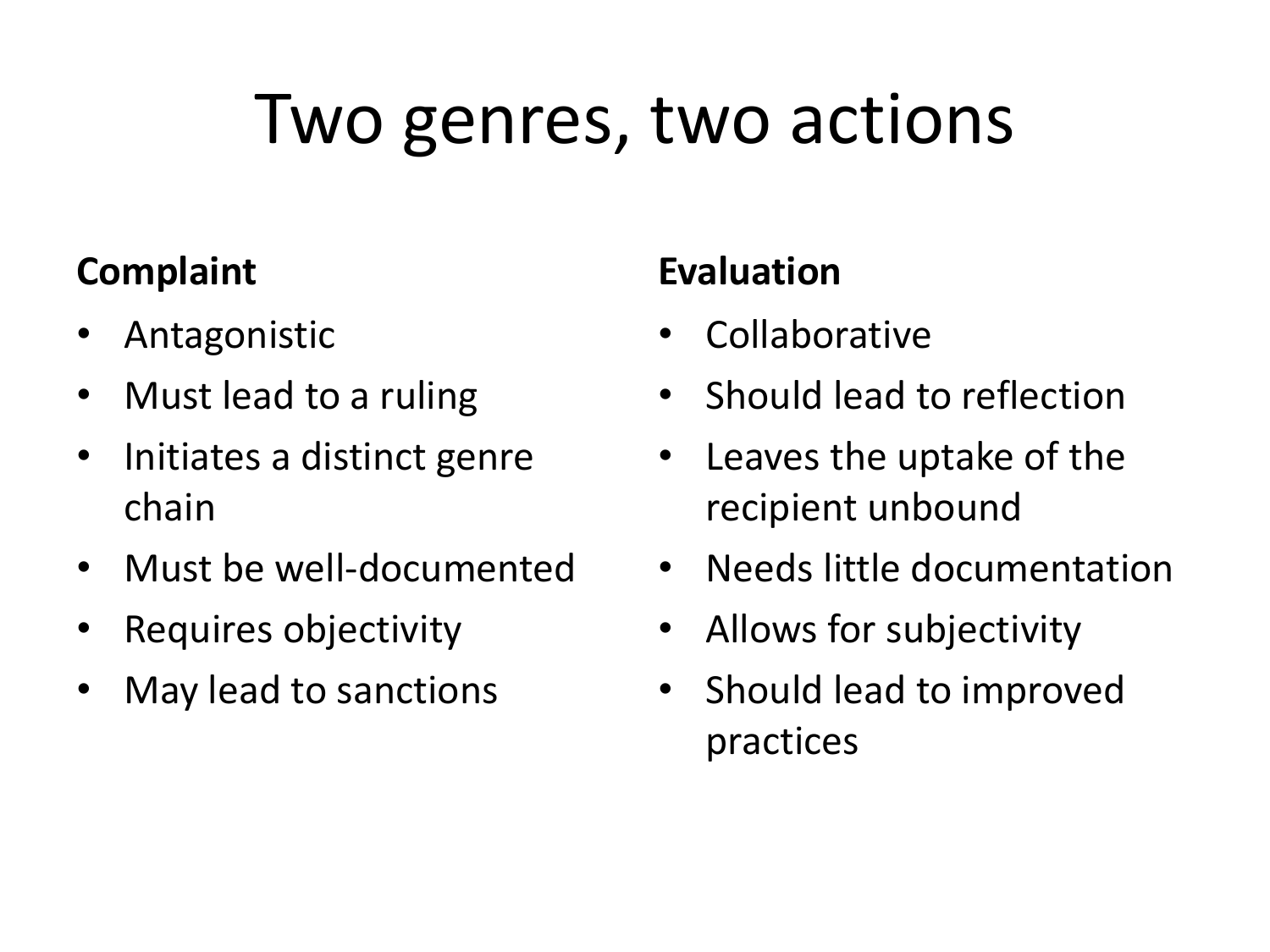# Two genres, two actions

**Complaint**

- Antagonistic
- Must lead to a ruling
- Initiates a distinct genre chain
- Must be well-documented
- Requires objectivity
- May lead to sanctions

**Evaluation**

- Collaborative
- Should lead to reflection
- Leaves the uptake of the recipient unbound
- Needs little documentation
- Allows for subjectivity
- Should lead to improved practices